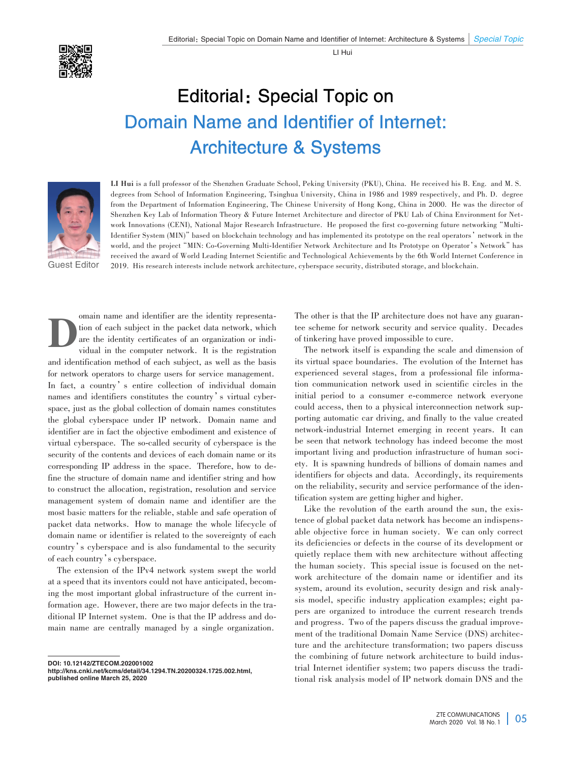# Editorial: Special Topic on Domain Name and Identifier of Internet: Architecture & Systems

Guest Editor

**LI Hui** is a full professor of the Shenzhen Graduate School, Peking University (PKU), China. He received his B. Eng. and M. S. degrees from School of Information Engineering, Tsinghua University, China in 1986 and 1989 respectively, and Ph. D. degree from the Department of Information Engineering, The Chinese University of Hong Kong, China in 2000. He was the director of Shenzhen Key Lab of Information Theory & Future Internet Architecture and director of PKU Lab of China Environment for Network Innovations (CENI), National Major Research Infrastructure. He proposed the first co-governing future networking "Multi-Identifier System (MIN)" based on blockchain technology and has implemented its prototype on the real operators' network in the world, and the project "MIN: Co-Governing Multi-Identifier Network Architecture and Its Prototype on Operator's Network" has received the award of World Leading Internet Scientific and Technological Achievements by the 6th World Internet Conference in 2019. His research interests include network architecture, cyberspace security, distributed storage, and blockchain.

Domain name and identifier are the identity representation of each subject in the packet data network, which are the identity certificates of an organization or individual in the computer network. It is the registration and identification method of each subject, as well as the basis for network operators to charge users for service management. In fact, a country's entire collection of individual domain names and identifiers constitutes the country's virtual cyberspace, just as the global collection of domain names constitutes the global cyberspace under IP network. Domain name and identifier are in fact the objective embodiment and existence of virtual cyberspace. The so-called security of cyberspace is the security of the contents and devices of each domain name or its corresponding IP address in the space. Therefore, how to define the structure of domain name and identifier string and how to construct the allocation, registration, resolution and service management system of domain name and identifier are the most basic matters for the reliable, stable and safe operation of packet data networks. How to manage the whole lifecycle of domain name or identifier is related to the sovereignty of each country's cyberspace and is also fundamental to the security of each country's cyberspace.

The extension of the IPv4 network system swept the world at a speed that its inventors could not have anticipated, becoming the most important global infrastructure of the current information age. However, there are two major defects in the traditional IP Internet system. One is that the IP address and domain name are centrally managed by a single organization. The other is that the IP architecture does not have any guarantee scheme for network security and service quality. Decades of tinkering have proved impossible to cure.

The network itself is expanding the scale and dimension of its virtual space boundaries. The evolution of the Internet has experienced several stages, from a professional file information communication network used in scientific circles in the initial period to a consumer e-commerce network everyone could access, then to a physical interconnection network supporting automatic car driving, and finally to the value created network-industrial Internet emerging in recent years. It can be seen that network technology has indeed become the most important living and production infrastructure of human society. It is spawning hundreds of billions of domain names and identifiers for objects and data. Accordingly, its requirements on the reliability, security and service performance of the identification system are getting higher and higher.

Like the revolution of the earth around the sun, the existence of global packet data network has become an indispensable objective force in human society. We can only correct its deficiencies or defects in the course of its development or quietly replace them with new architecture without affecting the human society. This special issue is focused on the network architecture of the domain name or identifier and its system, around its evolution, security design and risk analysis model, specific industry application examples; eight papers are organized to introduce the current research trends and progress. Two of the papers discuss the gradual improvement of the traditional Domain Name Service (DNS) architecture and the architecture transformation; two papers discuss the combining of future network architecture to build industrial Internet identifier system; two papers discuss the traditional risk analysis model of IP network domain DNS and the

DOI: 10.12142/ZTECOM.202001002
http://kns.cnki.net/kcms/detail/34.1294.TN.20200324.1725.002.html, published online March 25, 2020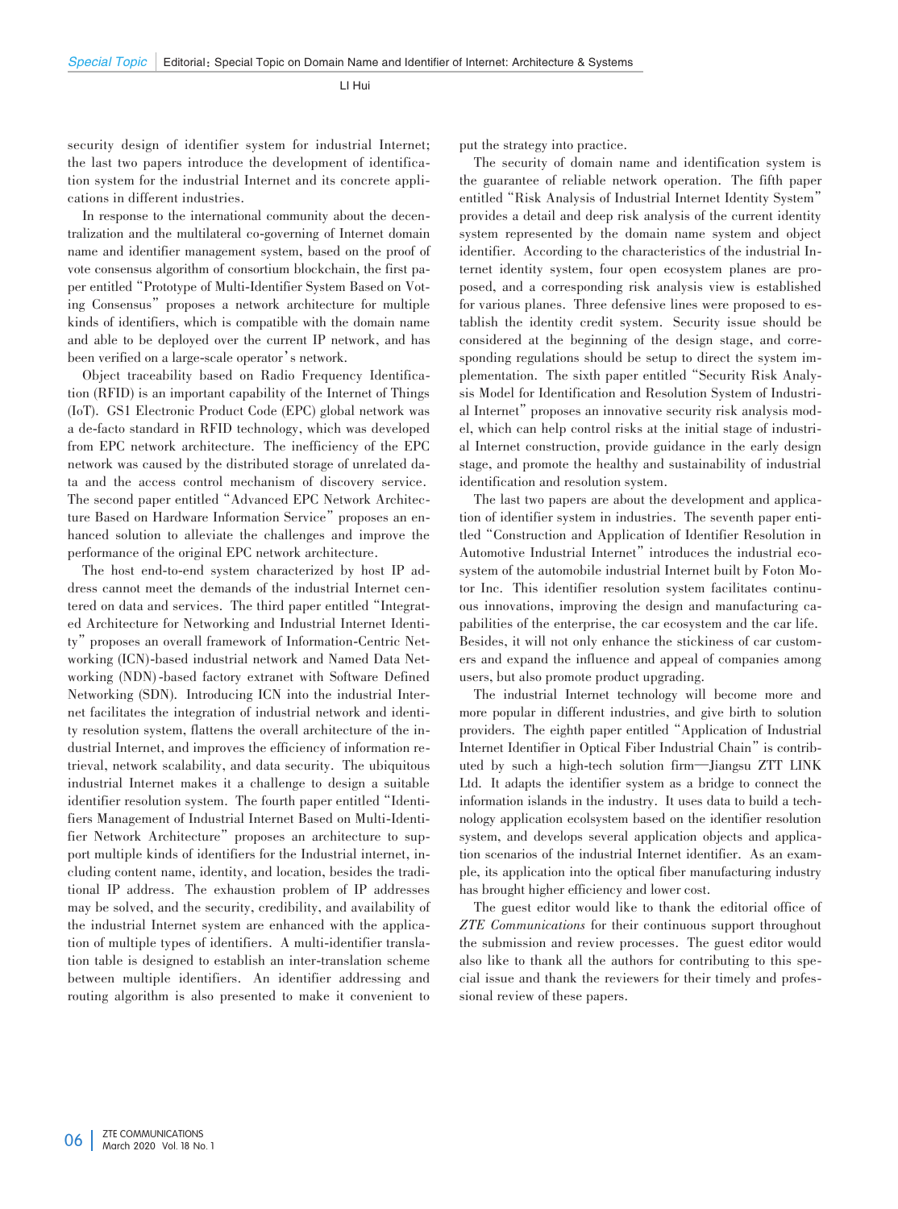security design of identifier system for industrial Internet; the last two papers introduce the development of identification system for the industrial Internet and its concrete applications in different industries.

In response to the international community about the decentralization and the multilateral co-governing of Internet domain name and identifier management system, based on the proof of vote consensus algorithm of consortium blockchain, the first paper entitled "Prototype of Multi-Identifier System Based on Voting Consensus" proposes a network architecture for multiple kinds of identifiers, which is compatible with the domain name and able to be deployed over the current IP network, and has been verified on a large-scale operator's network.

Object traceability based on Radio Frequency Identification (RFID) is an important capability of the Internet of Things (IoT). GS1 Electronic Product Code (EPC) global network was a de-facto standard in RFID technology, which was developed from EPC network architecture. The inefficiency of the EPC network was caused by the distributed storage of unrelated data and the access control mechanism of discovery service. The second paper entitled "Advanced EPC Network Architecture Based on Hardware Information Service" proposes an enhanced solution to alleviate the challenges and improve the performance of the original EPC network architecture.

The host end-to-end system characterized by host IP address cannot meet the demands of the industrial Internet centered on data and services. The third paper entitled "Integrated Architecture for Networking and Industrial Internet Identity" proposes an overall framework of Information-Centric Networking (ICN)-based industrial network and Named Data Networking (NDN)-based factory extranet with Software Defined Networking (SDN). Introducing ICN into the industrial Internet facilitates the integration of industrial network and identity resolution system, flattens the overall architecture of the industrial Internet, and improves the efficiency of information retrieval, network scalability, and data security. The ubiquitous industrial Internet makes it a challenge to design a suitable identifier resolution system. The fourth paper entitled "Identifiers Management of Industrial Internet Based on Multi-Identifier Network Architecture" proposes an architecture to support multiple kinds of identifiers for the Industrial internet, including content name, identity, and location, besides the traditional IP address. The exhaustion problem of IP addresses may be solved, and the security, credibility, and availability of the industrial Internet system are enhanced with the application of multiple types of identifiers. A multi-identifier translation table is designed to establish an inter-translation scheme between multiple identifiers. An identifier addressing and routing algorithm is also presented to make it convenient to put the strategy into practice.

The security of domain name and identification system is the guarantee of reliable network operation. The fifth paper entitled "Risk Analysis of Industrial Internet Identity System" provides a detail and deep risk analysis of the current identity system represented by the domain name system and object identifier. According to the characteristics of the industrial Internet identity system, four open ecosystem planes are proposed, and a corresponding risk analysis view is established for various planes. Three defensive lines were proposed to establish the identity credit system. Security issue should be considered at the beginning of the design stage, and corresponding regulations should be setup to direct the system implementation. The sixth paper entitled "Security Risk Analysis Model for Identification and Resolution System of Industrial Internet" proposes an innovative security risk analysis model, which can help control risks at the initial stage of industrial Internet construction, provide guidance in the early design stage, and promote the healthy and sustainability of industrial identification and resolution system.

The last two papers are about the development and application of identifier system in industries. The seventh paper entitled "Construction and Application of Identifier Resolution in Automotive Industrial Internet" introduces the industrial ecosystem of the automobile industrial Internet built by Foton Motor Inc. This identifier resolution system facilitates continuous innovations, improving the design and manufacturing capabilities of the enterprise, the car ecosystem and the car life. Besides, it will not only enhance the stickiness of car customers and expand the influence and appeal of companies among users, but also promote product upgrading.

The industrial Internet technology will become more and more popular in different industries, and give birth to solution providers. The eighth paper entitled "Application of Industrial Internet Identifier in Optical Fiber Industrial Chain" is contributed by such a high-tech solution firm—Jiangsu ZTT LINK Ltd. It adapts the identifier system as a bridge to connect the information islands in the industry. It uses data to build a technology application ecolsystem based on the identifier resolution system, and develops several application objects and application scenarios of the industrial Internet identifier. As an example, its application into the optical fiber manufacturing industry has brought higher efficiency and lower cost.

The guest editor would like to thank the editorial office of *ZTE Communications* for their continuous support throughout the submission and review processes. The guest editor would also like to thank all the authors for contributing to this special issue and thank the reviewers for their timely and professional review of these papers.